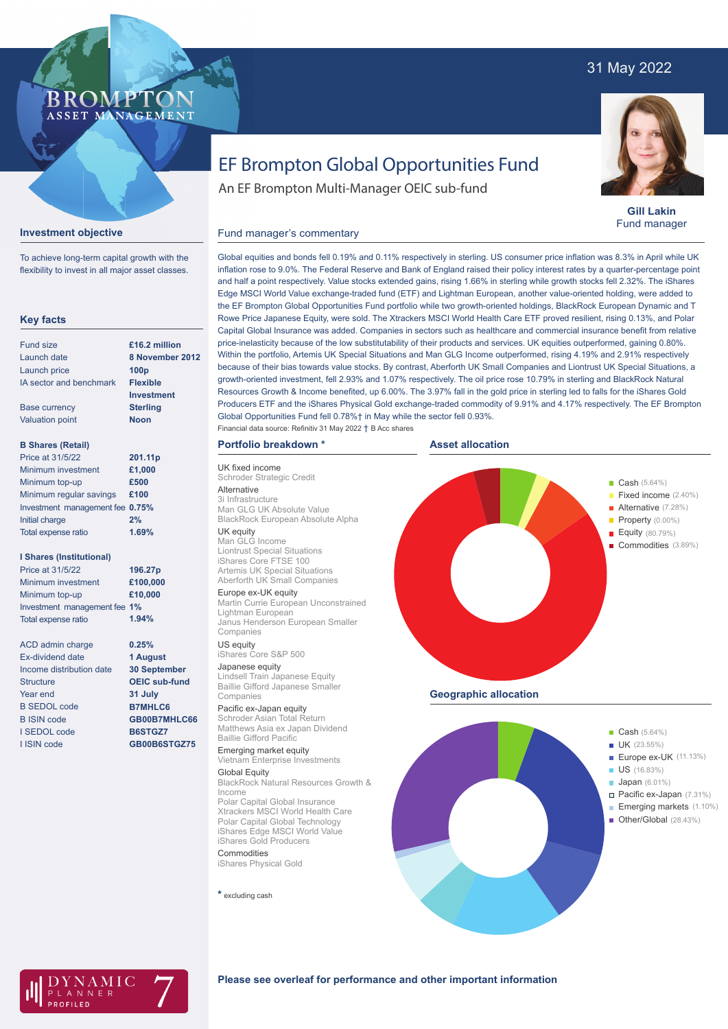31 May 2022

# EF Brompton Global Opportunities Fund

An EF Brompton Multi-Manager OEIC sub-fund

**Gill Lakin**
Fund manager

## Investment objective

To achieve long-term capital growth with the flexibility to invest in all major asset classes.

## Key facts

| | |
|---|---|
| Fund size | £16.2 million |
| Launch date | 8 November 2012 |
| Launch price | 100p |
| IA sector and benchmark | Flexible Investment |
| Base currency | Sterling |
| Valuation point | Noon |

**B Shares (Retail)**

| | |
|---|---|
| Price at 31/5/22 | 201.11p |
| Minimum investment | £1,000 |
| Minimum top-up | £500 |
| Minimum regular savings | £100 |
| Investment management fee | 0.75% |
| Initial charge | 2% |
| Total expense ratio | 1.69% |

**I Shares (Institutional)**

| | |
|---|---|
| Price at 31/5/22 | 196.27p |
| Minimum investment | £100,000 |
| Minimum top-up | £10,000 |
| Investment management fee | 1% |
| Total expense ratio | 1.94% |

| | |
|---|---|
| ACD admin charge | 0.25% |
| Ex-dividend date | 1 August |
| Income distribution date | 30 September |
| Structure | OEIC sub-fund |
| Year end | 31 July |
| B SEDOL code | B7MHLC6 |
| B ISIN code | GB00B7MHLC66 |
| I SEDOL code | B6STGZ7 |
| I ISIN code | GB00B6STGZ75 |

## Fund manager's commentary

Global equities and bonds fell 0.19% and 0.11% respectively in sterling. US consumer price inflation was 8.3% in April while UK inflation rose to 9.0%. The Federal Reserve and Bank of England raised their policy interest rates by a quarter-percentage point and half a point respectively. Value stocks extended gains, rising 1.66% in sterling while growth stocks fell 2.32%. The iShares Edge MSCI World Value exchange-traded fund (ETF) and Lightman European, another value-oriented holding, were added to the EF Brompton Global Opportunities Fund portfolio while two growth-oriented holdings, BlackRock European Dynamic and T Rowe Price Japanese Equity, were sold. The Xtrackers MSCI World Health Care ETF proved resilient, rising 0.13%, and Polar Capital Global Insurance was added. Companies in sectors such as healthcare and commercial insurance benefit from relative price-inelasticity because of the low substitutability of their products and services. UK equities outperformed, gaining 0.80%. Within the portfolio, Artemis UK Special Situations and Man GLG Income outperformed, rising 4.19% and 2.91% respectively because of their bias towards value stocks. By contrast, Aberforth UK Small Companies and Liontrust UK Special Situations, a growth-oriented investment, fell 2.93% and 1.07% respectively. The oil price rose 10.79% in sterling and BlackRock Natural Resources Growth & Income benefited, up 6.00%. The 3.97% fall in the gold price in sterling led to falls for the iShares Gold Producers ETF and the iShares Physical Gold exchange-traded commodity of 9.91% and 4.17% respectively. The EF Brompton Global Opportunities Fund fell 0.78%† in May while the sector fell 0.93%.

Financial data source: Refinitiv 31 May 2022 † B Acc shares

## Portfolio breakdown *

**UK fixed income**
- Schroder Strategic Credit

**Alternative**
- 3i Infrastructure
- Man GLG UK Absolute Value
- BlackRock European Absolute Alpha

**UK equity**
- Man GLG Income
- Liontrust Special Situations
- iShares Core FTSE 100
- Artemis UK Special Situations
- Aberforth UK Small Companies

**Europe ex-UK equity**
- Martin Currie European Unconstrained
- Lightman European
- Janus Henderson European Smaller Companies

**US equity**
- iShares Core S&P 500

**Japanese equity**
- Lindsell Train Japanese Equity
- Baillie Gifford Japanese Smaller Companies

**Pacific ex-Japan equity**
- Schroder Asian Total Return
- Matthews Asia ex Japan Dividend
- Baillie Gifford Pacific

**Emerging market equity**
- Vietnam Enterprise Investments

**Global Equity**
- BlackRock Natural Resources Growth & Income
- Polar Capital Global Insurance
- Xtrackers MSCI World Health Care
- Polar Capital Global Technology
- iShares Edge MSCI World Value
- iShares Gold Producers

**Commodities**
- iShares Physical Gold

* excluding cash

## Asset allocation

| Asset | % |
|---|---|
| Cash | 5.64% |
| Fixed income | 2.40% |
| Alternative | 7.28% |
| Property | 0.00% |
| Equity | 80.79% |
| Commodities | 3.89% |

## Geographic allocation

| Region | % |
|---|---|
| Cash | 5.64% |
| UK | 23.55% |
| Europe ex-UK | 11.13% |
| US | 16.83% |
| Japan | 6.01% |
| Pacific ex-Japan | 7.31% |
| Emerging markets | 1.10% |
| Other/Global | 28.43% |

**Please see overleaf for performance and other important information**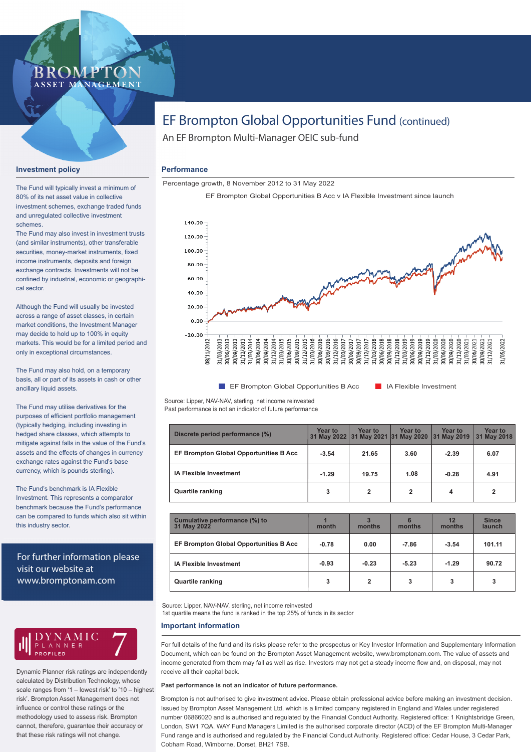BROMPTON ASSET MANAGEMENT

# EF Brompton Global Opportunities Fund (continued)

An EF Brompton Multi-Manager OEIC sub-fund

## Investment policy

The Fund will typically invest a minimum of 80% of its net asset value in collective investment schemes, exchange traded funds and unregulated collective investment schemes.

The Fund may also invest in investment trusts (and similar instruments), other transferable securities, money-market instruments, fixed income instruments, deposits and foreign exchange contracts. Investments will not be confined by industrial, economic or geographical sector.

Although the Fund will usually be invested across a range of asset classes, in certain market conditions, the Investment Manager may decide to hold up to 100% in equity markets. This would be for a limited period and only in exceptional circumstances.

The Fund may also hold, on a temporary basis, all or part of its assets in cash or other ancillary liquid assets.

The Fund may utilise derivatives for the purposes of efficient portfolio management (typically hedging, including investing in hedged share classes, which attempts to mitigate against falls in the value of the Fund's assets and the effects of changes in currency exchange rates against the Fund's base currency, which is pounds sterling).

The Fund's benchmark is IA Flexible Investment. This represents a comparator benchmark because the Fund's performance can be compared to funds which also sit within this industry sector.

For further information please visit our website at www.bromptonam.com

DYNAMIC PLANNER PROFILED 7

Dynamic Planner risk ratings are independently calculated by Distribution Technology, whose scale ranges from '1 – lowest risk' to '10 – highest risk'. Brompton Asset Management does not influence or control these ratings or the methodology used to assess risk. Brompton cannot, therefore, guarantee their accuracy or that these risk ratings will not change.

## Performance

Percentage growth, 8 November 2012 to 31 May 2022

EF Brompton Global Opportunities B Acc v IA Flexible Investment since launch

140.00
120.00
100.00
80.00
60.00
40.00
20.00
0.00
-20.00

08/11/2012, 31/03/2013, 30/06/2013, 30/09/2013, 31/12/2013, 31/03/2014, 30/06/2014, 30/09/2014, 31/12/2014, 31/03/2015, 30/06/2015, 30/09/2015, 31/12/2015, 31/03/2016, 30/06/2016, 30/09/2016, 31/12/2016, 31/03/2017, 30/06/2017, 30/09/2017, 31/12/2017, 31/03/2018, 30/06/2018, 30/09/2018, 31/12/2018, 31/03/2019, 30/06/2019, 30/09/2019, 31/12/2019, 31/03/2020, 30/06/2020, 30/09/2020, 31/12/2020, 31/03/2021, 30/06/2021, 30/09/2021, 31/12/2021, 31/05/2022

EF Brompton Global Opportunities B Acc
IA Flexible Investment

Source: Lipper, NAV-NAV, sterling, net income reinvested
Past performance is not an indicator of future performance

| Discrete period performance (%) | Year to 31 May 2022 | Year to 31 May 2021 | Year to 31 May 2020 | Year to 31 May 2019 | Year to 31 May 2018 |
|---|---|---|---|---|---|
| EF Brompton Global Opportunities B Acc | -3.54 | 21.65 | 3.60 | -2.39 | 6.07 |
| IA Flexible Investment | -1.29 | 19.75 | 1.08 | -0.28 | 4.91 |
| Quartile ranking | 3 | 2 | 2 | 4 | 2 |

| Cumulative performance (%) to 31 May 2022 | 1 month | 3 months | 6 months | 12 months | Since launch |
|---|---|---|---|---|---|
| EF Brompton Global Opportunities B Acc | -0.78 | 0.00 | -7.86 | -3.54 | 101.11 |
| IA Flexible Investment | -0.93 | -0.23 | -5.23 | -1.29 | 90.72 |
| Quartile ranking | 3 | 2 | 3 | 3 | 3 |

Source: Lipper, NAV-NAV, sterling, net income reinvested
1st quartile means the fund is ranked in the top 25% of funds in its sector

## Important information

For full details of the fund and its risks please refer to the prospectus or Key Investor Information and Supplementary Information Document, which can be found on the Brompton Asset Management website, www.bromptonam.com. The value of assets and income generated from them may fall as well as rise. Investors may not get a steady income flow and, on disposal, may not receive all their capital back.

**Past performance is not an indicator of future performance.**

Brompton is not authorised to give investment advice. Please obtain professional advice before making an investment decision. Issued by Brompton Asset Management Ltd, which is a limited company registered in England and Wales under registered number 06866020 and is authorised and regulated by the Financial Conduct Authority. Registered office: 1 Knightsbridge Green, London, SW1 7QA. WAY Fund Managers Limited is the authorised corporate director (ACD) of the EF Brompton Multi-Manager Fund range and is authorised and regulated by the Financial Conduct Authority. Registered office: Cedar House, 3 Cedar Park, Cobham Road, Wimborne, Dorset, BH21 7SB.